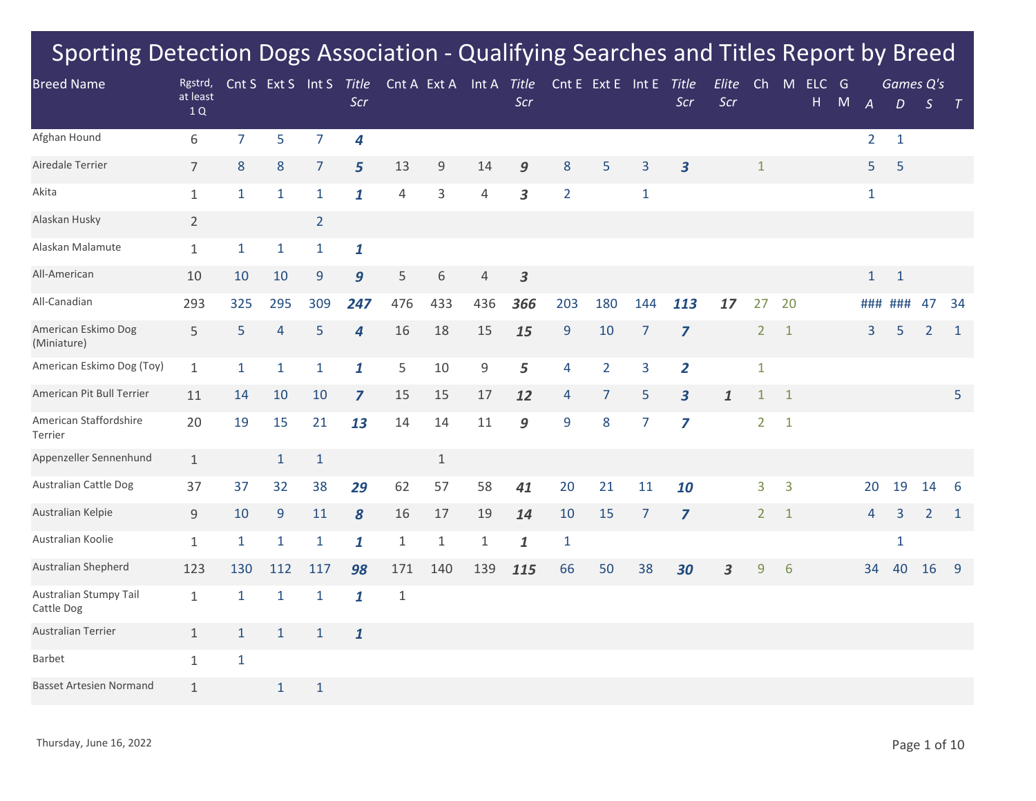# Sporting Detection Dogs Association - Qualifying Searches and Titles Report by Breed

| Breed Name | Rgstrd, at least 1 Q | Cnt S | Ext S | Int S | *Title Scr* | Cnt A | Ext A | Int A | *Title Scr* | Cnt E | Ext E | Int E | *Title Scr* | *Elite Scr* | Ch | M | ELCH | GM | *Games Q's* | | | |
|---|---|---|---|---|---|---|---|---|---|---|---|---|---|---|---|---|---|---|---|---|---|---|
| | | | | | | | | | | | | | | | | | | | *A* | *D* | *S* | *T* |
| Afghan Hound | 6 | 7 | 5 | 7 | ***4*** | | | | | | | | | | | | | | 2 | 1 | | |
| Airedale Terrier | 7 | 8 | 8 | 7 | ***5*** | 13 | 9 | 14 | ***9*** | 8 | 5 | 3 | ***3*** | | 1 | | | | 5 | 5 | | |
| Akita | 1 | 1 | 1 | 1 | ***1*** | 4 | 3 | 4 | ***3*** | 2 | | 1 | | | | | | | 1 | | | |
| Alaskan Husky | 2 | | | 2 | | | | | | | | | | | | | | | | | | |
| Alaskan Malamute | 1 | 1 | 1 | 1 | ***1*** | | | | | | | | | | | | | | | | | |
| All-American | 10 | 10 | 10 | 9 | ***9*** | 5 | 6 | 4 | ***3*** | | | | | | | | | | 1 | 1 | | |
| All-Canadian | 293 | 325 | 295 | 309 | ***247*** | 476 | 433 | 436 | ***366*** | 203 | 180 | 144 | ***113*** | ***17*** | 27 | 20 | | | ### | ### | 47 | 34 |
| American Eskimo Dog (Miniature) | 5 | 5 | 4 | 5 | ***4*** | 16 | 18 | 15 | ***15*** | 9 | 10 | 7 | ***7*** | | 2 | 1 | | | 3 | 5 | 2 | 1 |
| American Eskimo Dog (Toy) | 1 | 1 | 1 | 1 | ***1*** | 5 | 10 | 9 | ***5*** | 4 | 2 | 3 | ***2*** | | 1 | | | | | | | |
| American Pit Bull Terrier | 11 | 14 | 10 | 10 | ***7*** | 15 | 15 | 17 | ***12*** | 4 | 7 | 5 | ***3*** | ***1*** | 1 | 1 | | | | | | 5 |
| American Staffordshire Terrier | 20 | 19 | 15 | 21 | ***13*** | 14 | 14 | 11 | ***9*** | 9 | 8 | 7 | ***7*** | | 2 | 1 | | | | | | |
| Appenzeller Sennenhund | 1 | | 1 | 1 | | | 1 | | | | | | | | | | | | | | | |
| Australian Cattle Dog | 37 | 37 | 32 | 38 | ***29*** | 62 | 57 | 58 | ***41*** | 20 | 21 | 11 | ***10*** | | 3 | 3 | | | 20 | 19 | 14 | 6 |
| Australian Kelpie | 9 | 10 | 9 | 11 | ***8*** | 16 | 17 | 19 | ***14*** | 10 | 15 | 7 | ***7*** | | 2 | 1 | | | 4 | 3 | 2 | 1 |
| Australian Koolie | 1 | 1 | 1 | 1 | ***1*** | 1 | 1 | 1 | ***1*** | 1 | | | | | | | | | | 1 | | |
| Australian Shepherd | 123 | 130 | 112 | 117 | ***98*** | 171 | 140 | 139 | ***115*** | 66 | 50 | 38 | ***30*** | ***3*** | 9 | 6 | | | 34 | 40 | 16 | 9 |
| Australian Stumpy Tail Cattle Dog | 1 | 1 | 1 | 1 | ***1*** | 1 | | | | | | | | | | | | | | | | |
| Australian Terrier | 1 | 1 | 1 | 1 | ***1*** | | | | | | | | | | | | | | | | | |
| Barbet | 1 | 1 | | | | | | | | | | | | | | | | | | | | |
| Basset Artesien Normand | 1 | | 1 | 1 | | | | | | | | | | | | | | | | | | |

Thursday, June 16, 2022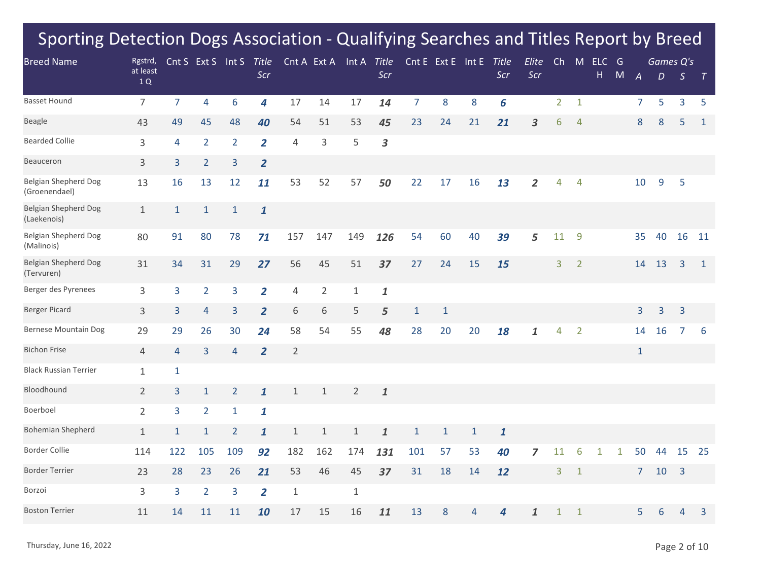# Sporting Detection Dogs Association - Qualifying Searches and Titles Report by Breed

| Breed Name | Rgstrd, at least 1 Q | Cnt S | Ext S | Int S | *Title Scr* | Cnt A | Ext A | Int A | *Title Scr* | Cnt E | Ext E | Int E | *Title Scr* | *Elite Scr* | Ch | M | ELC H | G M | *Games Q's A* | *D* | *S* | *T* |
|---|---|---|---|---|---|---|---|---|---|---|---|---|---|---|---|---|---|---|---|---|---|---|
| Basset Hound | 7 | 7 | 4 | 6 | ***4*** | 17 | 14 | 17 | ***14*** | 7 | 8 | 8 | ***6*** | | 2 | 1 | | | 7 | 5 | 3 | 5 |
| Beagle | 43 | 49 | 45 | 48 | ***40*** | 54 | 51 | 53 | ***45*** | 23 | 24 | 21 | ***21*** | ***3*** | 6 | 4 | | | 8 | 8 | 5 | 1 |
| Bearded Collie | 3 | 4 | 2 | 2 | ***2*** | 4 | 3 | 5 | ***3*** | | | | | | | | | | | | | |
| Beauceron | 3 | 3 | 2 | 3 | ***2*** | | | | | | | | | | | | | | | | | |
| Belgian Shepherd Dog (Groenendael) | 13 | 16 | 13 | 12 | ***11*** | 53 | 52 | 57 | ***50*** | 22 | 17 | 16 | ***13*** | ***2*** | 4 | 4 | | | 10 | 9 | 5 | |
| Belgian Shepherd Dog (Laekenois) | 1 | 1 | 1 | 1 | ***1*** | | | | | | | | | | | | | | | | | |
| Belgian Shepherd Dog (Malinois) | 80 | 91 | 80 | 78 | ***71*** | 157 | 147 | 149 | ***126*** | 54 | 60 | 40 | ***39*** | ***5*** | 11 | 9 | | | 35 | 40 | 16 | 11 |
| Belgian Shepherd Dog (Tervuren) | 31 | 34 | 31 | 29 | ***27*** | 56 | 45 | 51 | ***37*** | 27 | 24 | 15 | ***15*** | | 3 | 2 | | | 14 | 13 | 3 | 1 |
| Berger des Pyrenees | 3 | 3 | 2 | 3 | ***2*** | 4 | 2 | 1 | ***1*** | | | | | | | | | | | | | |
| Berger Picard | 3 | 3 | 4 | 3 | ***2*** | 6 | 6 | 5 | ***5*** | 1 | 1 | | | | | | | | 3 | 3 | 3 | |
| Bernese Mountain Dog | 29 | 29 | 26 | 30 | ***24*** | 58 | 54 | 55 | ***48*** | 28 | 20 | 20 | ***18*** | ***1*** | 4 | 2 | | | 14 | 16 | 7 | 6 |
| Bichon Frise | 4 | 4 | 3 | 4 | ***2*** | 2 | | | | | | | | | | | | | 1 | | | |
| Black Russian Terrier | 1 | 1 | | | | | | | | | | | | | | | | | | | | |
| Bloodhound | 2 | 3 | 1 | 2 | ***1*** | 1 | 1 | 2 | ***1*** | | | | | | | | | | | | | |
| Boerboel | 2 | 3 | 2 | 1 | ***1*** | | | | | | | | | | | | | | | | | |
| Bohemian Shepherd | 1 | 1 | 1 | 2 | ***1*** | 1 | 1 | 1 | ***1*** | 1 | 1 | 1 | ***1*** | | | | | | | | | |
| Border Collie | 114 | 122 | 105 | 109 | ***92*** | 182 | 162 | 174 | ***131*** | 101 | 57 | 53 | ***40*** | ***7*** | 11 | 6 | 1 | 1 | 50 | 44 | 15 | 25 |
| Border Terrier | 23 | 28 | 23 | 26 | ***21*** | 53 | 46 | 45 | ***37*** | 31 | 18 | 14 | ***12*** | | 3 | 1 | | | 7 | 10 | 3 | |
| Borzoi | 3 | 3 | 2 | 3 | ***2*** | 1 | | 1 | | | | | | | | | | | | | | |
| Boston Terrier | 11 | 14 | 11 | 11 | ***10*** | 17 | 15 | 16 | ***11*** | 13 | 8 | 4 | ***4*** | ***1*** | 1 | 1 | | | 5 | 6 | 4 | 3 |

Thursday, June 16, 2022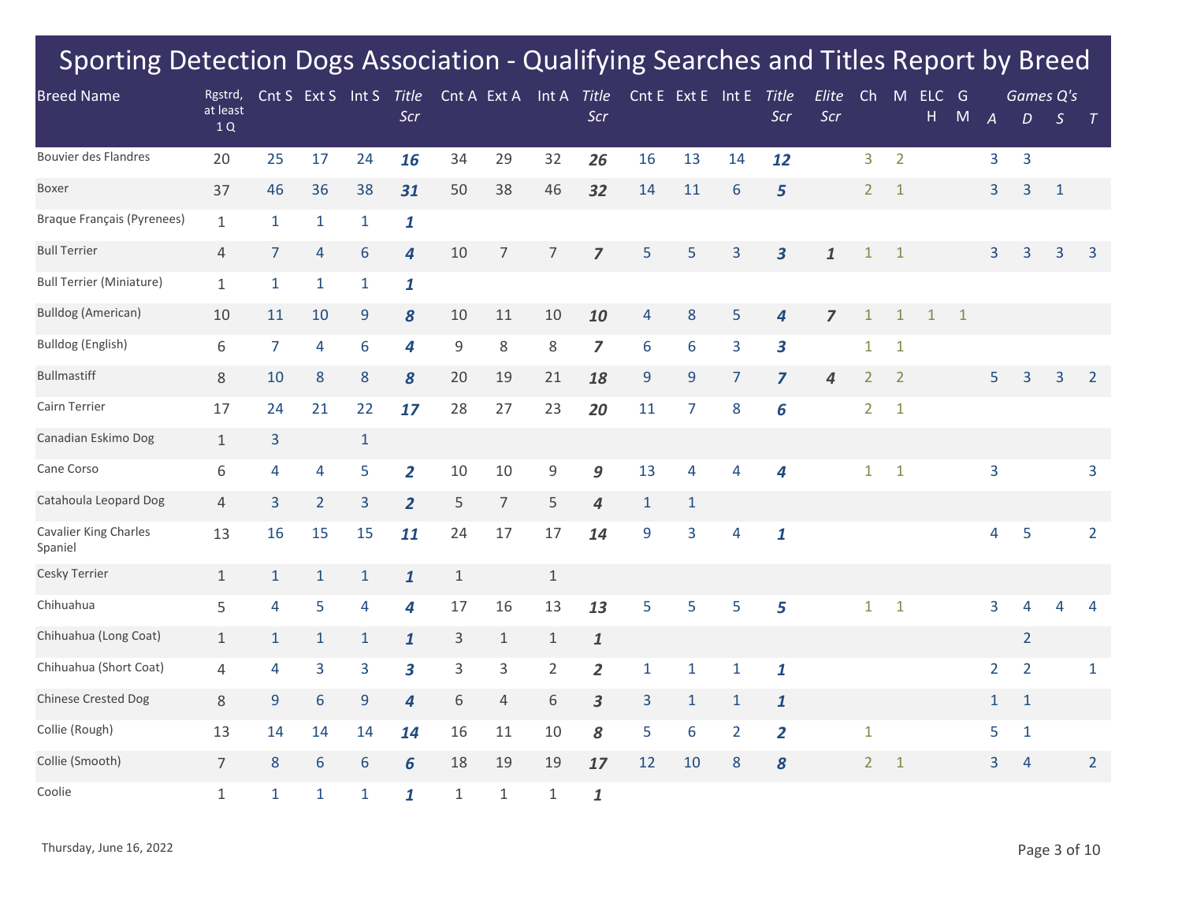# Sporting Detection Dogs Association - Qualifying Searches and Titles Report by Breed

| Breed Name | Rgstrd, at least 1 Q | Cnt S | Ext S | Int S | *Title Scr* | Cnt A | Ext A | Int A | *Title Scr* | Cnt E | Ext E | Int E | *Title Scr* | *Elite Scr* | Ch | M | ELC H | G M | *Games Q's A* | *D* | *S* | *T* |
|---|---|---|---|---|---|---|---|---|---|---|---|---|---|---|---|---|---|---|---|---|---|---|
| Bouvier des Flandres | 20 | 25 | 17 | 24 | ***16*** | 34 | 29 | 32 | ***26*** | 16 | 13 | 14 | ***12*** | | 3 | 2 | | | 3 | 3 | | |
| Boxer | 37 | 46 | 36 | 38 | ***31*** | 50 | 38 | 46 | ***32*** | 14 | 11 | 6 | ***5*** | | 2 | 1 | | | 3 | 3 | 1 | |
| Braque Français (Pyrenees) | 1 | 1 | 1 | 1 | ***1*** | | | | | | | | | | | | | | | | | |
| Bull Terrier | 4 | 7 | 4 | 6 | ***4*** | 10 | 7 | 7 | ***7*** | 5 | 5 | 3 | ***3*** | ***1*** | 1 | 1 | | | 3 | 3 | 3 | 3 |
| Bull Terrier (Miniature) | 1 | 1 | 1 | 1 | ***1*** | | | | | | | | | | | | | | | | | |
| Bulldog (American) | 10 | 11 | 10 | 9 | ***8*** | 10 | 11 | 10 | ***10*** | 4 | 8 | 5 | ***4*** | ***7*** | 1 | 1 | 1 | 1 | | | | |
| Bulldog (English) | 6 | 7 | 4 | 6 | ***4*** | 9 | 8 | 8 | ***7*** | 6 | 6 | 3 | ***3*** | | 1 | 1 | | | | | | |
| Bullmastiff | 8 | 10 | 8 | 8 | ***8*** | 20 | 19 | 21 | ***18*** | 9 | 9 | 7 | ***7*** | ***4*** | 2 | 2 | | | 5 | 3 | 3 | 2 |
| Cairn Terrier | 17 | 24 | 21 | 22 | ***17*** | 28 | 27 | 23 | ***20*** | 11 | 7 | 8 | ***6*** | | 2 | 1 | | | | | | |
| Canadian Eskimo Dog | 1 | 3 | | 1 | | | | | | | | | | | | | | | | | | |
| Cane Corso | 6 | 4 | 4 | 5 | ***2*** | 10 | 10 | 9 | ***9*** | 13 | 4 | 4 | ***4*** | | 1 | 1 | | | 3 | | | 3 |
| Catahoula Leopard Dog | 4 | 3 | 2 | 3 | ***2*** | 5 | 7 | 5 | ***4*** | 1 | 1 | | | | | | | | | | | |
| Cavalier King Charles Spaniel | 13 | 16 | 15 | 15 | ***11*** | 24 | 17 | 17 | ***14*** | 9 | 3 | 4 | ***1*** | | | | | | 4 | 5 | | 2 |
| Cesky Terrier | 1 | 1 | 1 | 1 | ***1*** | 1 | | 1 | | | | | | | | | | | | | | |
| Chihuahua | 5 | 4 | 5 | 4 | ***4*** | 17 | 16 | 13 | ***13*** | 5 | 5 | 5 | ***5*** | | 1 | 1 | | | 3 | 4 | 4 | 4 |
| Chihuahua (Long Coat) | 1 | 1 | 1 | 1 | ***1*** | 3 | 1 | 1 | ***1*** | | | | | | | | | | | 2 | | |
| Chihuahua (Short Coat) | 4 | 4 | 3 | 3 | ***3*** | 3 | 3 | 2 | ***2*** | 1 | 1 | 1 | ***1*** | | | | | | 2 | 2 | | 1 |
| Chinese Crested Dog | 8 | 9 | 6 | 9 | ***4*** | 6 | 4 | 6 | ***3*** | 3 | 1 | 1 | ***1*** | | | | | | 1 | 1 | | |
| Collie (Rough) | 13 | 14 | 14 | 14 | ***14*** | 16 | 11 | 10 | ***8*** | 5 | 6 | 2 | ***2*** | | 1 | | | | 5 | 1 | | |
| Collie (Smooth) | 7 | 8 | 6 | 6 | ***6*** | 18 | 19 | 19 | ***17*** | 12 | 10 | 8 | ***8*** | | 2 | 1 | | | 3 | 4 | | 2 |
| Coolie | 1 | 1 | 1 | 1 | ***1*** | 1 | 1 | 1 | ***1*** | | | | | | | | | | | | | |

Thursday, June 16, 2022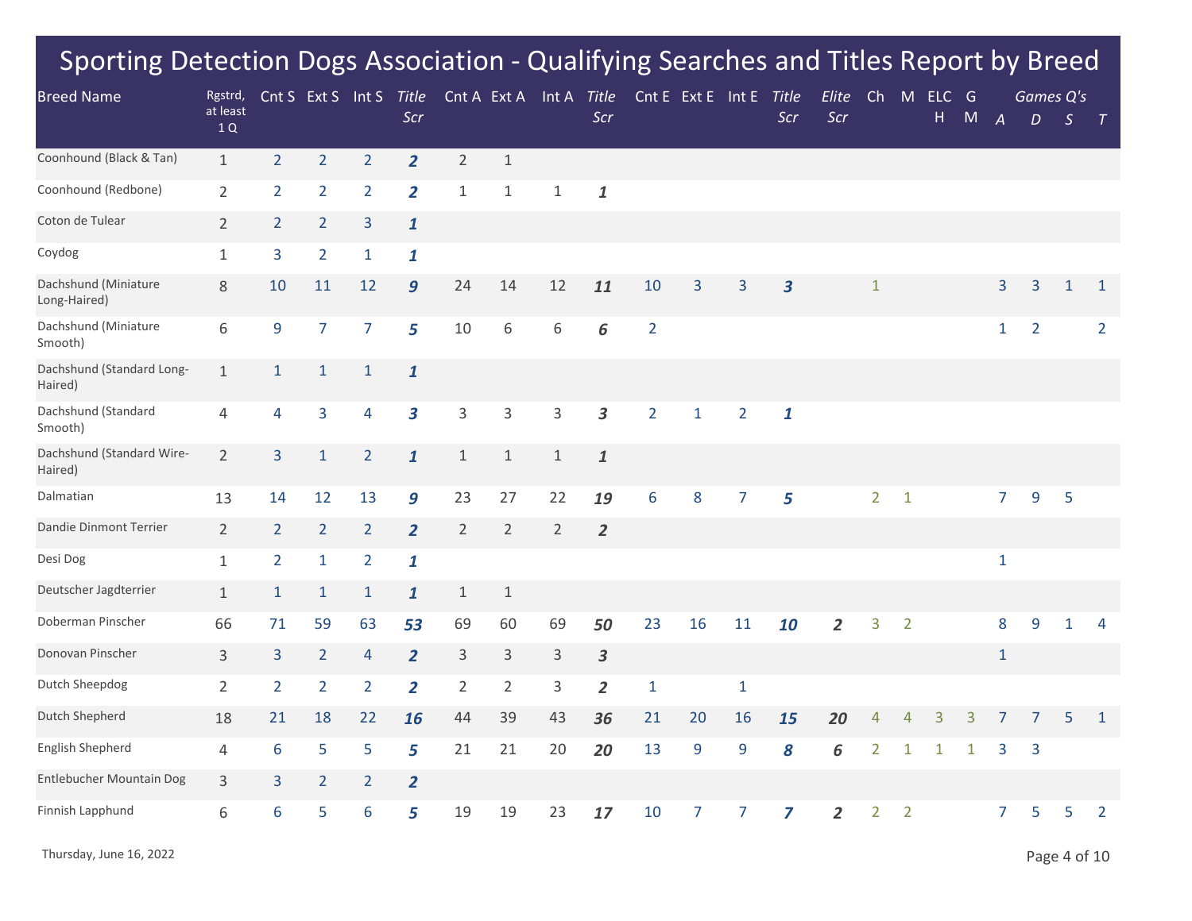# Sporting Detection Dogs Association - Qualifying Searches and Titles Report by Breed

| Breed Name | Rgstrd, at least 1 Q | Cnt S | Ext S | Int S | *Title Scr* | Cnt A | Ext A | Int A | *Title Scr* | Cnt E | Ext E | Int E | *Title Scr* | *Elite Scr* | Ch | M | ELCH | GM | *Games Q's A* | *D* | *S* | *T* |
|---|---|---|---|---|---|---|---|---|---|---|---|---|---|---|---|---|---|---|---|---|---|---|
| Coonhound (Black & Tan) | 1 | 2 | 2 | 2 | ***2*** | 2 | 1 | | | | | | | | | | | | | | | |
| Coonhound (Redbone) | 2 | 2 | 2 | 2 | ***2*** | 1 | 1 | 1 | ***1*** | | | | | | | | | | | | | |
| Coton de Tulear | 2 | 2 | 2 | 3 | ***1*** | | | | | | | | | | | | | | | | | |
| Coydog | 1 | 3 | 2 | 1 | ***1*** | | | | | | | | | | | | | | | | | |
| Dachshund (Miniature Long-Haired) | 8 | 10 | 11 | 12 | ***9*** | 24 | 14 | 12 | ***11*** | 10 | 3 | 3 | ***3*** | | 1 | | | | 3 | 3 | 1 | 1 |
| Dachshund (Miniature Smooth) | 6 | 9 | 7 | 7 | ***5*** | 10 | 6 | 6 | ***6*** | 2 | | | | | | | | | 1 | 2 | | 2 |
| Dachshund (Standard Long-Haired) | 1 | 1 | 1 | 1 | ***1*** | | | | | | | | | | | | | | | | | |
| Dachshund (Standard Smooth) | 4 | 4 | 3 | 4 | ***3*** | 3 | 3 | 3 | ***3*** | 2 | 1 | 2 | ***1*** | | | | | | | | | |
| Dachshund (Standard Wire-Haired) | 2 | 3 | 1 | 2 | ***1*** | 1 | 1 | 1 | ***1*** | | | | | | | | | | | | | |
| Dalmatian | 13 | 14 | 12 | 13 | ***9*** | 23 | 27 | 22 | ***19*** | 6 | 8 | 7 | ***5*** | | 2 | 1 | | | 7 | 9 | 5 | |
| Dandie Dinmont Terrier | 2 | 2 | 2 | 2 | ***2*** | 2 | 2 | 2 | ***2*** | | | | | | | | | | | | | |
| Desi Dog | 1 | 2 | 1 | 2 | ***1*** | | | | | | | | | | | | | | 1 | | | |
| Deutscher Jagdterrier | 1 | 1 | 1 | 1 | ***1*** | 1 | 1 | | | | | | | | | | | | | | | |
| Doberman Pinscher | 66 | 71 | 59 | 63 | ***53*** | 69 | 60 | 69 | ***50*** | 23 | 16 | 11 | ***10*** | ***2*** | 3 | 2 | | | 8 | 9 | 1 | 4 |
| Donovan Pinscher | 3 | 3 | 2 | 4 | ***2*** | 3 | 3 | 3 | ***3*** | | | | | | | | | | 1 | | | |
| Dutch Sheepdog | 2 | 2 | 2 | 2 | ***2*** | 2 | 2 | 3 | ***2*** | 1 | | 1 | | | | | | | | | | |
| Dutch Shepherd | 18 | 21 | 18 | 22 | ***16*** | 44 | 39 | 43 | ***36*** | 21 | 20 | 16 | ***15*** | ***20*** | 4 | 4 | 3 | 3 | 7 | 7 | 5 | 1 |
| English Shepherd | 4 | 6 | 5 | 5 | ***5*** | 21 | 21 | 20 | ***20*** | 13 | 9 | 9 | ***8*** | ***6*** | 2 | 1 | 1 | 1 | 3 | 3 | | |
| Entlebucher Mountain Dog | 3 | 3 | 2 | 2 | ***2*** | | | | | | | | | | | | | | | | | |
| Finnish Lapphund | 6 | 6 | 5 | 6 | ***5*** | 19 | 19 | 23 | ***17*** | 10 | 7 | 7 | ***7*** | ***2*** | 2 | 2 | | | 7 | 5 | 5 | 2 |

Thursday, June 16, 2022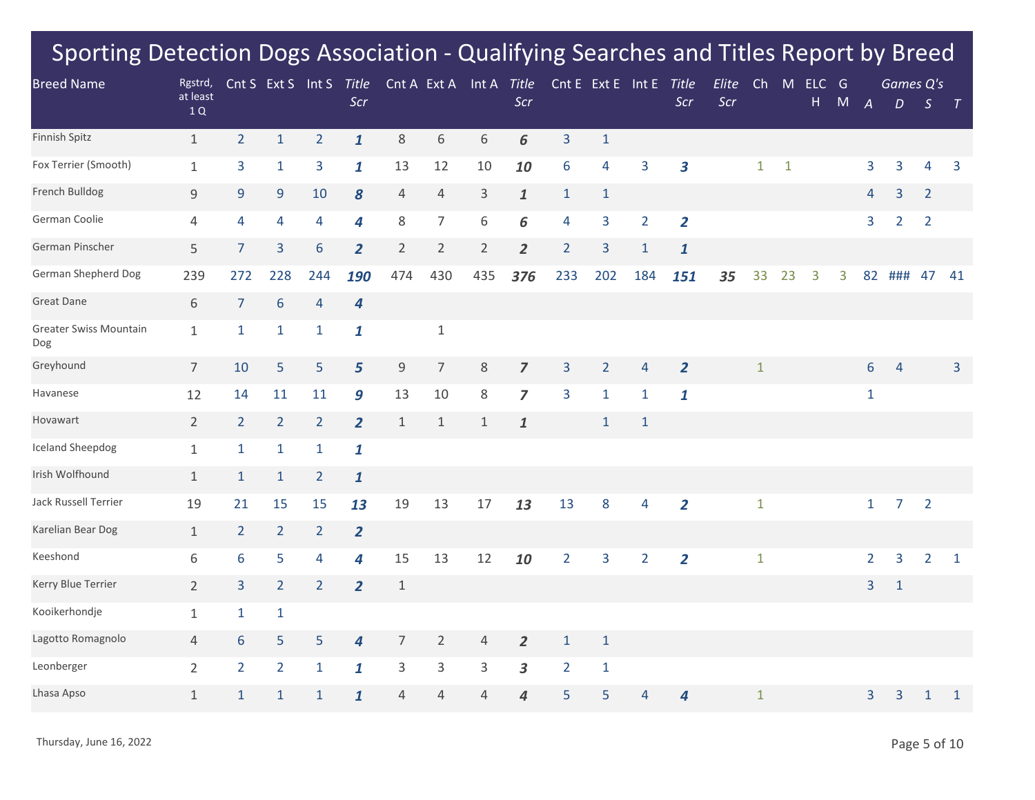# Sporting Detection Dogs Association - Qualifying Searches and Titles Report by Breed

| Breed Name | Rgstrd, at least 1 Q | Cnt S | Ext S | Int S | *Title Scr* | Cnt A | Ext A | Int A | *Title Scr* | Cnt E | Ext E | Int E | *Title Scr* | *Elite Scr* | Ch | M | ELCH | GM | *Games Q's A* | *D* | *S* | *T* |
|---|---|---|---|---|---|---|---|---|---|---|---|---|---|---|---|---|---|---|---|---|---|---|
| Finnish Spitz | 1 | 2 | 1 | 2 | ***1*** | 8 | 6 | 6 | ***6*** | 3 | 1 | | | | | | | | | | | |
| Fox Terrier (Smooth) | 1 | 3 | 1 | 3 | ***1*** | 13 | 12 | 10 | ***10*** | 6 | 4 | 3 | ***3*** | | 1 | 1 | | | 3 | 3 | 4 | 3 |
| French Bulldog | 9 | 9 | 9 | 10 | ***8*** | 4 | 4 | 3 | ***1*** | 1 | 1 | | | | | | | | 4 | 3 | 2 | |
| German Coolie | 4 | 4 | 4 | 4 | ***4*** | 8 | 7 | 6 | ***6*** | 4 | 3 | 2 | ***2*** | | | | | | 3 | 2 | 2 | |
| German Pinscher | 5 | 7 | 3 | 6 | ***2*** | 2 | 2 | 2 | ***2*** | 2 | 3 | 1 | ***1*** | | | | | | | | | |
| German Shepherd Dog | 239 | 272 | 228 | 244 | ***190*** | 474 | 430 | 435 | ***376*** | 233 | 202 | 184 | ***151*** | ***35*** | 33 | 23 | 3 | 3 | 82 | ### | 47 | 41 |
| Great Dane | 6 | 7 | 6 | 4 | ***4*** | | | | | | | | | | | | | | | | | |
| Greater Swiss Mountain Dog | 1 | 1 | 1 | 1 | ***1*** | | 1 | | | | | | | | | | | | | | | |
| Greyhound | 7 | 10 | 5 | 5 | ***5*** | 9 | 7 | 8 | ***7*** | 3 | 2 | 4 | ***2*** | | 1 | | | | 6 | 4 | | 3 |
| Havanese | 12 | 14 | 11 | 11 | ***9*** | 13 | 10 | 8 | ***7*** | 3 | 1 | 1 | ***1*** | | | | | | 1 | | | |
| Hovawart | 2 | 2 | 2 | 2 | ***2*** | 1 | 1 | 1 | ***1*** | | 1 | 1 | | | | | | | | | | |
| Iceland Sheepdog | 1 | 1 | 1 | 1 | ***1*** | | | | | | | | | | | | | | | | | |
| Irish Wolfhound | 1 | 1 | 1 | 2 | ***1*** | | | | | | | | | | | | | | | | | |
| Jack Russell Terrier | 19 | 21 | 15 | 15 | ***13*** | 19 | 13 | 17 | ***13*** | 13 | 8 | 4 | ***2*** | | 1 | | | | 1 | 7 | 2 | |
| Karelian Bear Dog | 1 | 2 | 2 | 2 | ***2*** | | | | | | | | | | | | | | | | | |
| Keeshond | 6 | 6 | 5 | 4 | ***4*** | 15 | 13 | 12 | ***10*** | 2 | 3 | 2 | ***2*** | | 1 | | | | 2 | 3 | 2 | 1 |
| Kerry Blue Terrier | 2 | 3 | 2 | 2 | ***2*** | 1 | | | | | | | | | | | | | 3 | 1 | | |
| Kooikerhondje | 1 | 1 | 1 | | | | | | | | | | | | | | | | | | | |
| Lagotto Romagnolo | 4 | 6 | 5 | 5 | ***4*** | 7 | 2 | 4 | ***2*** | 1 | 1 | | | | | | | | | | | |
| Leonberger | 2 | 2 | 2 | 1 | ***1*** | 3 | 3 | 3 | ***3*** | 2 | 1 | | | | | | | | | | | |
| Lhasa Apso | 1 | 1 | 1 | 1 | ***1*** | 4 | 4 | 4 | ***4*** | 5 | 5 | 4 | ***4*** | | 1 | | | | 3 | 3 | 1 | 1 |

Thursday, June 16, 2022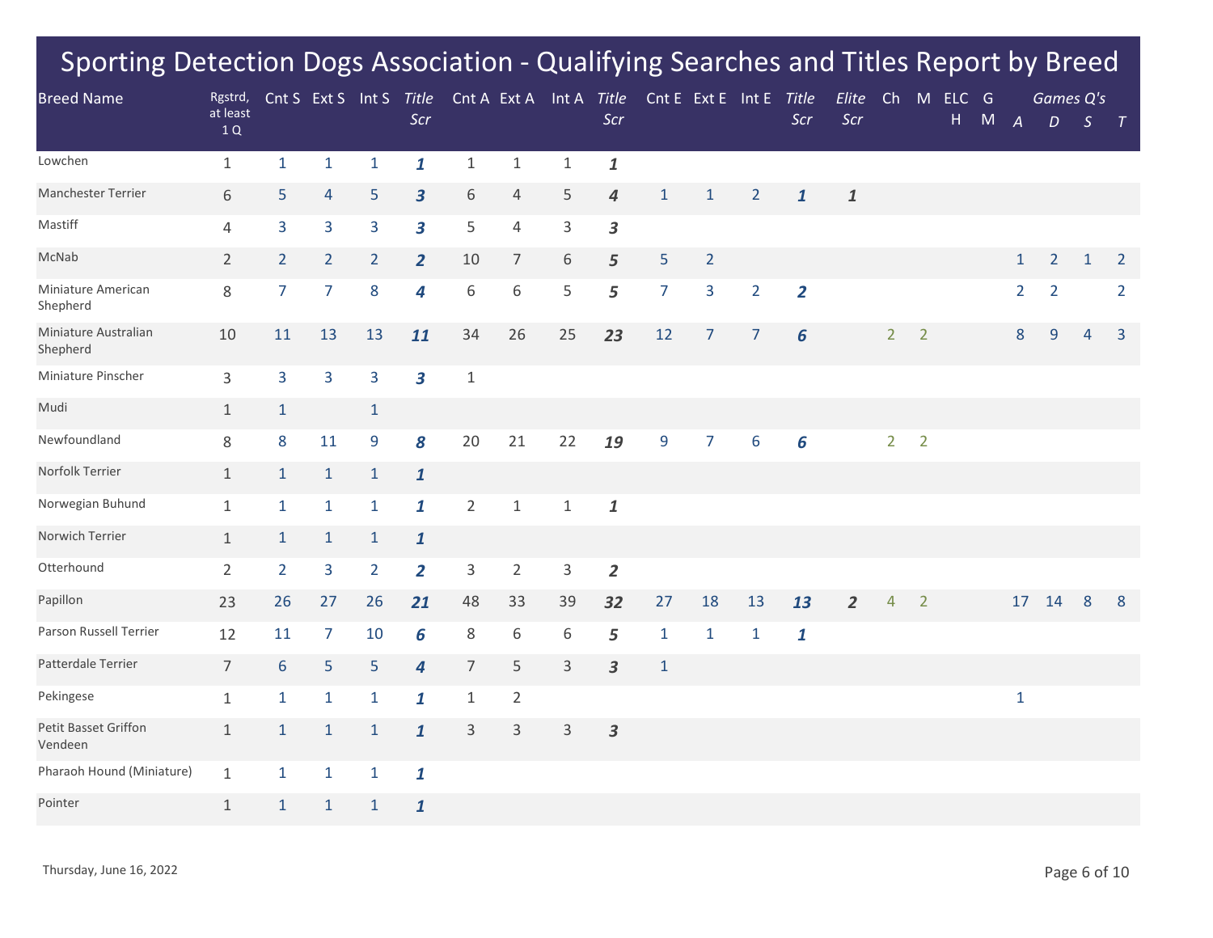# Sporting Detection Dogs Association - Qualifying Searches and Titles Report by Breed

| Breed Name | Rgstrd, at least 1 Q | Cnt S | Ext S | Int S | *Title Scr* | Cnt A | Ext A | Int A | *Title Scr* | Cnt E | Ext E | Int E | *Title Scr* | *Elite Scr* | Ch | M | ELC H | G M | *Games Q's A* | *D* | *S* | *T* |
|---|---|---|---|---|---|---|---|---|---|---|---|---|---|---|---|---|---|---|---|---|---|---|
| Lowchen | 1 | 1 | 1 | 1 | ***1*** | 1 | 1 | 1 | ***1*** | | | | | | | | | | | | | |
| Manchester Terrier | 6 | 5 | 4 | 5 | ***3*** | 6 | 4 | 5 | ***4*** | 1 | 1 | 2 | ***1*** | ***1*** | | | | | | | | |
| Mastiff | 4 | 3 | 3 | 3 | ***3*** | 5 | 4 | 3 | ***3*** | | | | | | | | | | | | | |
| McNab | 2 | 2 | 2 | 2 | ***2*** | 10 | 7 | 6 | ***5*** | 5 | 2 | | | | | | | | 1 | 2 | 1 | 2 |
| Miniature American Shepherd | 8 | 7 | 7 | 8 | ***4*** | 6 | 6 | 5 | ***5*** | 7 | 3 | 2 | ***2*** | | | | | | 2 | 2 | | 2 |
| Miniature Australian Shepherd | 10 | 11 | 13 | 13 | ***11*** | 34 | 26 | 25 | ***23*** | 12 | 7 | 7 | ***6*** | | 2 | 2 | | | 8 | 9 | 4 | 3 |
| Miniature Pinscher | 3 | 3 | 3 | 3 | ***3*** | 1 | | | | | | | | | | | | | | | | |
| Mudi | 1 | 1 | | 1 | | | | | | | | | | | | | | | | | | |
| Newfoundland | 8 | 8 | 11 | 9 | ***8*** | 20 | 21 | 22 | ***19*** | 9 | 7 | 6 | ***6*** | | 2 | 2 | | | | | | |
| Norfolk Terrier | 1 | 1 | 1 | 1 | ***1*** | | | | | | | | | | | | | | | | | |
| Norwegian Buhund | 1 | 1 | 1 | 1 | ***1*** | 2 | 1 | 1 | ***1*** | | | | | | | | | | | | | |
| Norwich Terrier | 1 | 1 | 1 | 1 | ***1*** | | | | | | | | | | | | | | | | | |
| Otterhound | 2 | 2 | 3 | 2 | ***2*** | 3 | 2 | 3 | ***2*** | | | | | | | | | | | | | |
| Papillon | 23 | 26 | 27 | 26 | ***21*** | 48 | 33 | 39 | ***32*** | 27 | 18 | 13 | ***13*** | ***2*** | 4 | 2 | | | 17 | 14 | 8 | 8 |
| Parson Russell Terrier | 12 | 11 | 7 | 10 | ***6*** | 8 | 6 | 6 | ***5*** | 1 | 1 | 1 | ***1*** | | | | | | | | | |
| Patterdale Terrier | 7 | 6 | 5 | 5 | ***4*** | 7 | 5 | 3 | ***3*** | 1 | | | | | | | | | | | | |
| Pekingese | 1 | 1 | 1 | 1 | ***1*** | 1 | 2 | | | | | | | | | | | | 1 | | | |
| Petit Basset Griffon Vendeen | 1 | 1 | 1 | 1 | ***1*** | 3 | 3 | 3 | ***3*** | | | | | | | | | | | | | |
| Pharaoh Hound (Miniature) | 1 | 1 | 1 | 1 | ***1*** | | | | | | | | | | | | | | | | | |
| Pointer | 1 | 1 | 1 | 1 | ***1*** | | | | | | | | | | | | | | | | | |

Thursday, June 16, 2022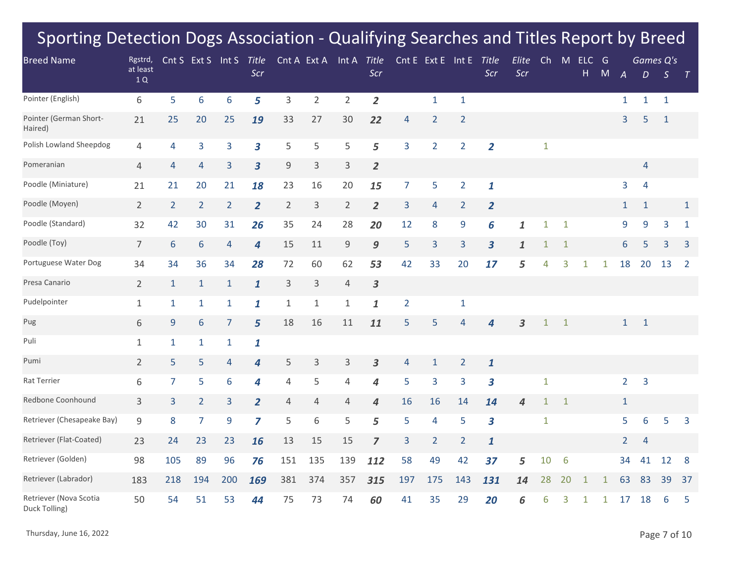# Sporting Detection Dogs Association - Qualifying Searches and Titles Report by Breed

| Breed Name | Rgstrd, at least 1 Q | Cnt S | Ext S | Int S | *Title Scr* | Cnt A | Ext A | Int A | *Title Scr* | Cnt E | Ext E | Int E | *Title Scr* | *Elite Scr* | Ch | M | ELC H | G M | *Games Q's A* | *D* | *S* | *T* |
|---|---|---|---|---|---|---|---|---|---|---|---|---|---|---|---|---|---|---|---|---|---|---|
| Pointer (English) | 6 | 5 | 6 | 6 | ***5*** | 3 | 2 | 2 | ***2*** |  | 1 | 1 |  |  |  |  |  |  | 1 | 1 | 1 |  |
| Pointer (German Short-Haired) | 21 | 25 | 20 | 25 | ***19*** | 33 | 27 | 30 | ***22*** | 4 | 2 | 2 |  |  |  |  |  |  | 3 | 5 | 1 |  |
| Polish Lowland Sheepdog | 4 | 4 | 3 | 3 | ***3*** | 5 | 5 | 5 | ***5*** | 3 | 2 | 2 | ***2*** |  | 1 |  |  |  |  |  |  |  |
| Pomeranian | 4 | 4 | 4 | 3 | ***3*** | 9 | 3 | 3 | ***2*** |  |  |  |  |  |  |  |  |  |  | 4 |  |  |
| Poodle (Miniature) | 21 | 21 | 20 | 21 | ***18*** | 23 | 16 | 20 | ***15*** | 7 | 5 | 2 | ***1*** |  |  |  |  |  | 3 | 4 |  |  |
| Poodle (Moyen) | 2 | 2 | 2 | 2 | ***2*** | 2 | 3 | 2 | ***2*** | 3 | 4 | 2 | ***2*** |  |  |  |  |  | 1 | 1 |  | 1 |
| Poodle (Standard) | 32 | 42 | 30 | 31 | ***26*** | 35 | 24 | 28 | ***20*** | 12 | 8 | 9 | ***6*** | ***1*** | 1 | 1 |  |  | 9 | 9 | 3 | 1 |
| Poodle (Toy) | 7 | 6 | 6 | 4 | ***4*** | 15 | 11 | 9 | ***9*** | 5 | 3 | 3 | ***3*** | ***1*** | 1 | 1 |  |  | 6 | 5 | 3 | 3 |
| Portuguese Water Dog | 34 | 34 | 36 | 34 | ***28*** | 72 | 60 | 62 | ***53*** | 42 | 33 | 20 | ***17*** | ***5*** | 4 | 3 | 1 | 1 | 18 | 20 | 13 | 2 |
| Presa Canario | 2 | 1 | 1 | 1 | ***1*** | 3 | 3 | 4 | ***3*** |  |  |  |  |  |  |  |  |  |  |  |  |  |
| Pudelpointer | 1 | 1 | 1 | 1 | ***1*** | 1 | 1 | 1 | ***1*** | 2 |  | 1 |  |  |  |  |  |  |  |  |  |  |
| Pug | 6 | 9 | 6 | 7 | ***5*** | 18 | 16 | 11 | ***11*** | 5 | 5 | 4 | ***4*** | ***3*** | 1 | 1 |  |  | 1 | 1 |  |  |
| Puli | 1 | 1 | 1 | 1 | ***1*** |  |  |  |  |  |  |  |  |  |  |  |  |  |  |  |  |  |
| Pumi | 2 | 5 | 5 | 4 | ***4*** | 5 | 3 | 3 | ***3*** | 4 | 1 | 2 | ***1*** |  |  |  |  |  |  |  |  |  |
| Rat Terrier | 6 | 7 | 5 | 6 | ***4*** | 4 | 5 | 4 | ***4*** | 5 | 3 | 3 | ***3*** |  | 1 |  |  |  | 2 | 3 |  |  |
| Redbone Coonhound | 3 | 3 | 2 | 3 | ***2*** | 4 | 4 | 4 | ***4*** | 16 | 16 | 14 | ***14*** | ***4*** | 1 | 1 |  |  | 1 |  |  |  |
| Retriever (Chesapeake Bay) | 9 | 8 | 7 | 9 | ***7*** | 5 | 6 | 5 | ***5*** | 5 | 4 | 5 | ***3*** |  | 1 |  |  |  | 5 | 6 | 5 | 3 |
| Retriever (Flat-Coated) | 23 | 24 | 23 | 23 | ***16*** | 13 | 15 | 15 | ***7*** | 3 | 2 | 2 | ***1*** |  |  |  |  |  | 2 | 4 |  |  |
| Retriever (Golden) | 98 | 105 | 89 | 96 | ***76*** | 151 | 135 | 139 | ***112*** | 58 | 49 | 42 | ***37*** | ***5*** | 10 | 6 |  |  | 34 | 41 | 12 | 8 |
| Retriever (Labrador) | 183 | 218 | 194 | 200 | ***169*** | 381 | 374 | 357 | ***315*** | 197 | 175 | 143 | ***131*** | ***14*** | 28 | 20 | 1 | 1 | 63 | 83 | 39 | 37 |
| Retriever (Nova Scotia Duck Tolling) | 50 | 54 | 51 | 53 | ***44*** | 75 | 73 | 74 | ***60*** | 41 | 35 | 29 | ***20*** | ***6*** | 6 | 3 | 1 | 1 | 17 | 18 | 6 | 5 |

Thursday, June 16, 2022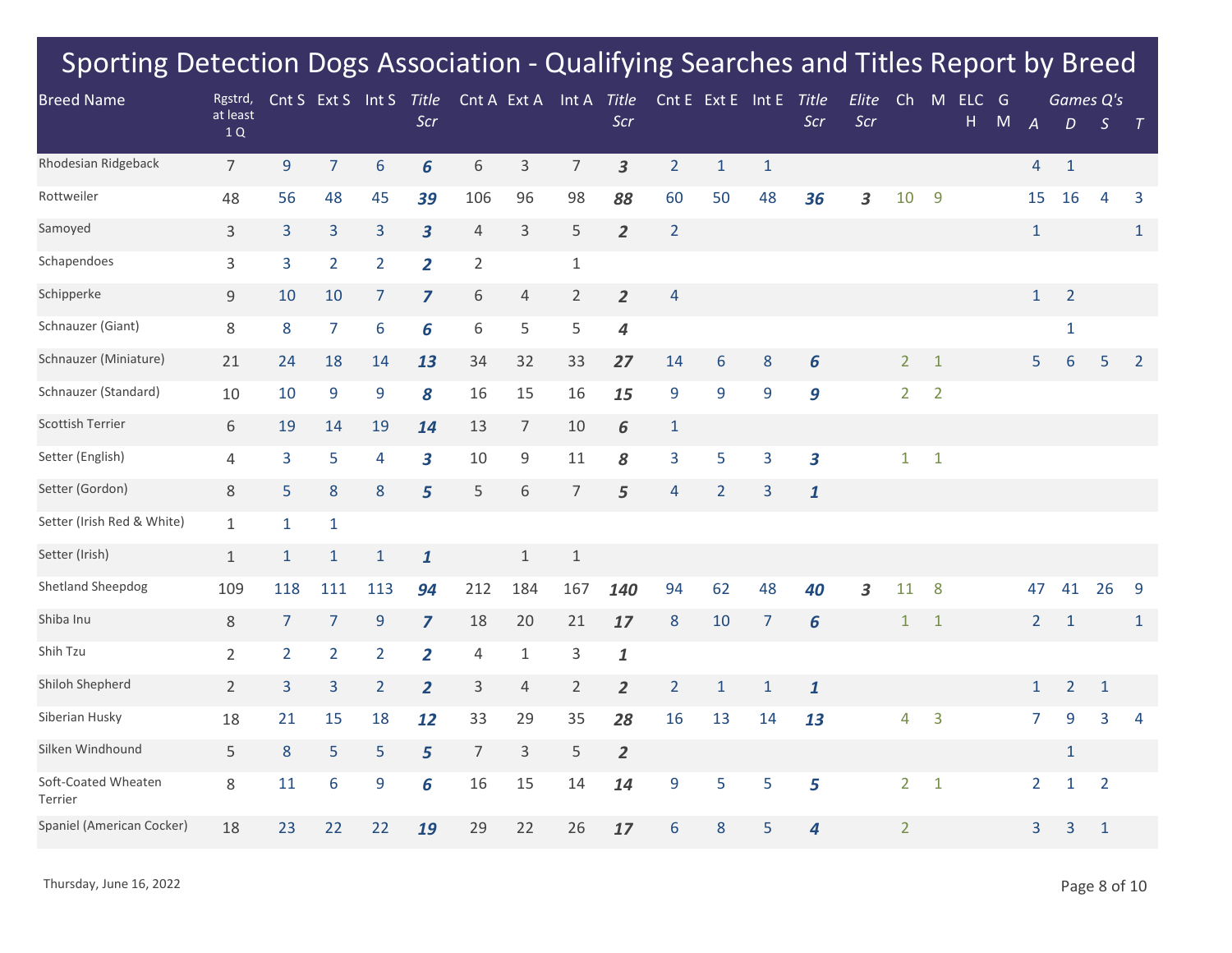# Sporting Detection Dogs Association - Qualifying Searches and Titles Report by Breed

| Breed Name | Rgstrd, at least 1 Q | Cnt S | Ext S | Int S | *Title Scr* | Cnt A | Ext A | Int A | *Title Scr* | Cnt E | Ext E | Int E | *Title Scr* | *Elite Scr* | Ch | M | ELC H | G M | *Games Q's A* | *D* | *S* | *T* |
|---|---|---|---|---|---|---|---|---|---|---|---|---|---|---|---|---|---|---|---|---|---|---|
| Rhodesian Ridgeback | 7 | 9 | 7 | 6 | ***6*** | 6 | 3 | 7 | ***3*** | 2 | 1 | 1 | | | | | | | 4 | 1 | | |
| Rottweiler | 48 | 56 | 48 | 45 | ***39*** | 106 | 96 | 98 | ***88*** | 60 | 50 | 48 | ***36*** | ***3*** | 10 | 9 | | | 15 | 16 | 4 | 3 |
| Samoyed | 3 | 3 | 3 | 3 | ***3*** | 4 | 3 | 5 | ***2*** | 2 | | | | | | | | | 1 | | | 1 |
| Schapendoes | 3 | 3 | 2 | 2 | ***2*** | 2 | | 1 | | | | | | | | | | | | | | |
| Schipperke | 9 | 10 | 10 | 7 | ***7*** | 6 | 4 | 2 | ***2*** | 4 | | | | | | | | | 1 | 2 | | |
| Schnauzer (Giant) | 8 | 8 | 7 | 6 | ***6*** | 6 | 5 | 5 | ***4*** | | | | | | | | | | | 1 | | |
| Schnauzer (Miniature) | 21 | 24 | 18 | 14 | ***13*** | 34 | 32 | 33 | ***27*** | 14 | 6 | 8 | ***6*** | | 2 | 1 | | | 5 | 6 | 5 | 2 |
| Schnauzer (Standard) | 10 | 10 | 9 | 9 | ***8*** | 16 | 15 | 16 | ***15*** | 9 | 9 | 9 | ***9*** | | 2 | 2 | | | | | | |
| Scottish Terrier | 6 | 19 | 14 | 19 | ***14*** | 13 | 7 | 10 | ***6*** | 1 | | | | | | | | | | | | |
| Setter (English) | 4 | 3 | 5 | 4 | ***3*** | 10 | 9 | 11 | ***8*** | 3 | 5 | 3 | ***3*** | | 1 | 1 | | | | | | |
| Setter (Gordon) | 8 | 5 | 8 | 8 | ***5*** | 5 | 6 | 7 | ***5*** | 4 | 2 | 3 | ***1*** | | | | | | | | | |
| Setter (Irish Red & White) | 1 | 1 | 1 | | | | | | | | | | | | | | | | | | | |
| Setter (Irish) | 1 | 1 | 1 | 1 | ***1*** | | 1 | 1 | | | | | | | | | | | | | | |
| Shetland Sheepdog | 109 | 118 | 111 | 113 | ***94*** | 212 | 184 | 167 | ***140*** | 94 | 62 | 48 | ***40*** | ***3*** | 11 | 8 | | | 47 | 41 | 26 | 9 |
| Shiba Inu | 8 | 7 | 7 | 9 | ***7*** | 18 | 20 | 21 | ***17*** | 8 | 10 | 7 | ***6*** | | 1 | 1 | | | 2 | 1 | | 1 |
| Shih Tzu | 2 | 2 | 2 | 2 | ***2*** | 4 | 1 | 3 | ***1*** | | | | | | | | | | | | | |
| Shiloh Shepherd | 2 | 3 | 3 | 2 | ***2*** | 3 | 4 | 2 | ***2*** | 2 | 1 | 1 | ***1*** | | | | | | 1 | 2 | 1 | |
| Siberian Husky | 18 | 21 | 15 | 18 | ***12*** | 33 | 29 | 35 | ***28*** | 16 | 13 | 14 | ***13*** | | 4 | 3 | | | 7 | 9 | 3 | 4 |
| Silken Windhound | 5 | 8 | 5 | 5 | ***5*** | 7 | 3 | 5 | ***2*** | | | | | | | | | | | 1 | | |
| Soft-Coated Wheaten Terrier | 8 | 11 | 6 | 9 | ***6*** | 16 | 15 | 14 | ***14*** | 9 | 5 | 5 | ***5*** | | 2 | 1 | | | 2 | 1 | 2 | |
| Spaniel (American Cocker) | 18 | 23 | 22 | 22 | ***19*** | 29 | 22 | 26 | ***17*** | 6 | 8 | 5 | ***4*** | | 2 | | | | 3 | 3 | 1 | |

Thursday, June 16, 2022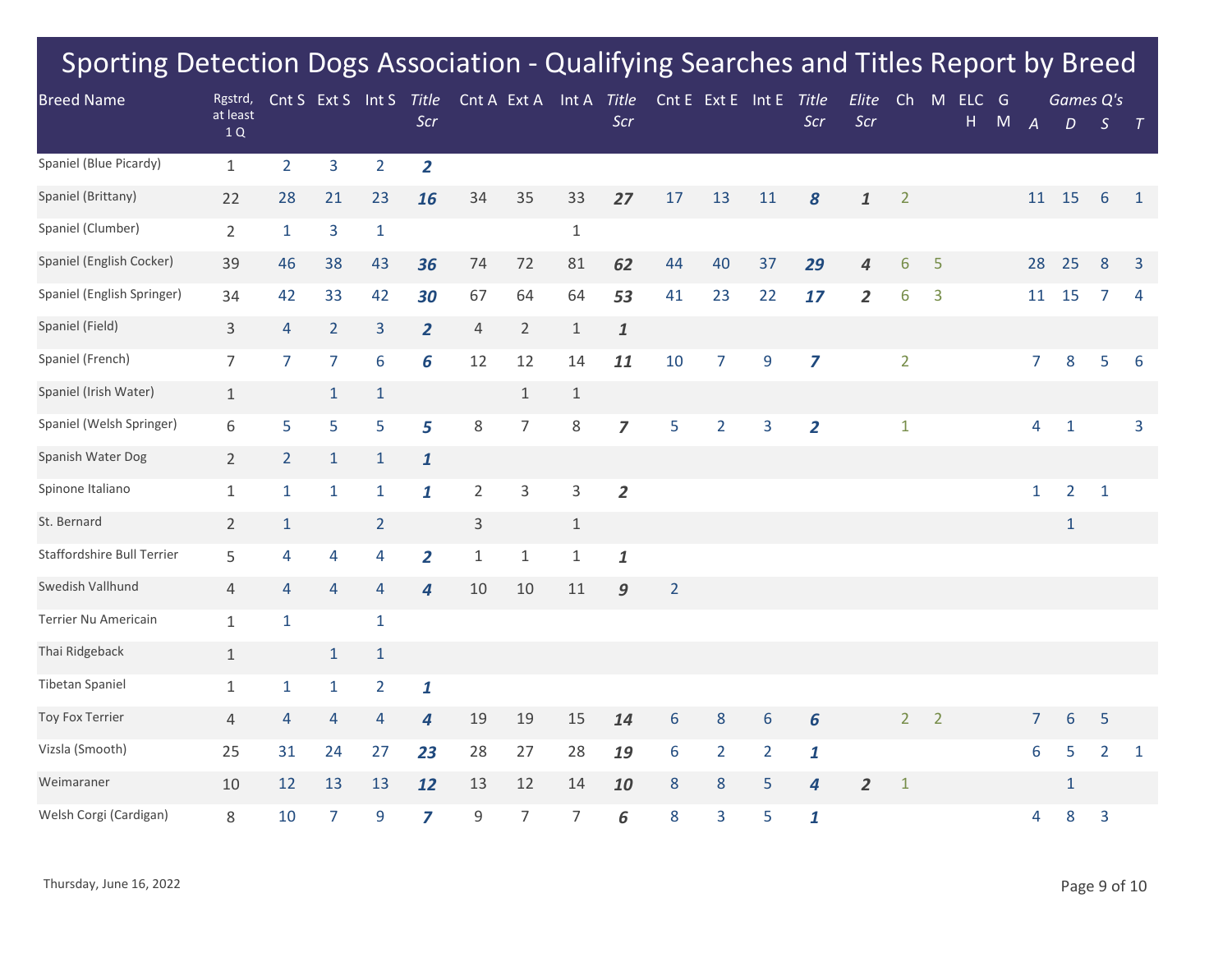# Sporting Detection Dogs Association - Qualifying Searches and Titles Report by Breed

| Breed Name | Rgstrd, at least 1 Q | Cnt S | Ext S | Int S | *Title Scr* | Cnt A | Ext A | Int A | *Title Scr* | Cnt E | Ext E | Int E | *Title Scr* | *Elite Scr* | Ch | M | ELCH | GM | *Games Q's* | | | |
|---|---|---|---|---|---|---|---|---|---|---|---|---|---|---|---|---|---|---|---|---|---|---|
| | | | | | | | | | | | | | | | | | | | *A* | *D* | *S* | *T* |
| Spaniel (Blue Picardy) | 1 | 2 | 3 | 2 | ***2*** | | | | | | | | | | | | | | | | | |
| Spaniel (Brittany) | 22 | 28 | 21 | 23 | ***16*** | 34 | 35 | 33 | ***27*** | 17 | 13 | 11 | ***8*** | ***1*** | 2 | | | | 11 | 15 | 6 | 1 |
| Spaniel (Clumber) | 2 | 1 | 3 | 1 | | | | 1 | | | | | | | | | | | | | | |
| Spaniel (English Cocker) | 39 | 46 | 38 | 43 | ***36*** | 74 | 72 | 81 | ***62*** | 44 | 40 | 37 | ***29*** | ***4*** | 6 | 5 | | | 28 | 25 | 8 | 3 |
| Spaniel (English Springer) | 34 | 42 | 33 | 42 | ***30*** | 67 | 64 | 64 | ***53*** | 41 | 23 | 22 | ***17*** | ***2*** | 6 | 3 | | | 11 | 15 | 7 | 4 |
| Spaniel (Field) | 3 | 4 | 2 | 3 | ***2*** | 4 | 2 | 1 | ***1*** | | | | | | | | | | | | | |
| Spaniel (French) | 7 | 7 | 7 | 6 | ***6*** | 12 | 12 | 14 | ***11*** | 10 | 7 | 9 | ***7*** | | 2 | | | | 7 | 8 | 5 | 6 |
| Spaniel (Irish Water) | 1 | | 1 | 1 | | | 1 | 1 | | | | | | | | | | | | | | |
| Spaniel (Welsh Springer) | 6 | 5 | 5 | 5 | ***5*** | 8 | 7 | 8 | ***7*** | 5 | 2 | 3 | ***2*** | | 1 | | | | 4 | 1 | | 3 |
| Spanish Water Dog | 2 | 2 | 1 | 1 | ***1*** | | | | | | | | | | | | | | | | | |
| Spinone Italiano | 1 | 1 | 1 | 1 | ***1*** | 2 | 3 | 3 | ***2*** | | | | | | | | | | 1 | 2 | 1 | |
| St. Bernard | 2 | 1 | | 2 | | 3 | | 1 | | | | | | | | | | | | 1 | | |
| Staffordshire Bull Terrier | 5 | 4 | 4 | 4 | ***2*** | 1 | 1 | 1 | ***1*** | | | | | | | | | | | | | |
| Swedish Vallhund | 4 | 4 | 4 | 4 | ***4*** | 10 | 10 | 11 | ***9*** | 2 | | | | | | | | | | | | |
| Terrier Nu Americain | 1 | 1 | | 1 | | | | | | | | | | | | | | | | | | |
| Thai Ridgeback | 1 | | 1 | 1 | | | | | | | | | | | | | | | | | | |
| Tibetan Spaniel | 1 | 1 | 1 | 2 | ***1*** | | | | | | | | | | | | | | | | | |
| Toy Fox Terrier | 4 | 4 | 4 | 4 | ***4*** | 19 | 19 | 15 | ***14*** | 6 | 8 | 6 | ***6*** | | 2 | 2 | | | 7 | 6 | 5 | |
| Vizsla (Smooth) | 25 | 31 | 24 | 27 | ***23*** | 28 | 27 | 28 | ***19*** | 6 | 2 | 2 | ***1*** | | | | | | 6 | 5 | 2 | 1 |
| Weimaraner | 10 | 12 | 13 | 13 | ***12*** | 13 | 12 | 14 | ***10*** | 8 | 8 | 5 | ***4*** | ***2*** | 1 | | | | | 1 | | |
| Welsh Corgi (Cardigan) | 8 | 10 | 7 | 9 | ***7*** | 9 | 7 | 7 | ***6*** | 8 | 3 | 5 | ***1*** | | | | | | 4 | 8 | 3 | |

Thursday, June 16, 2022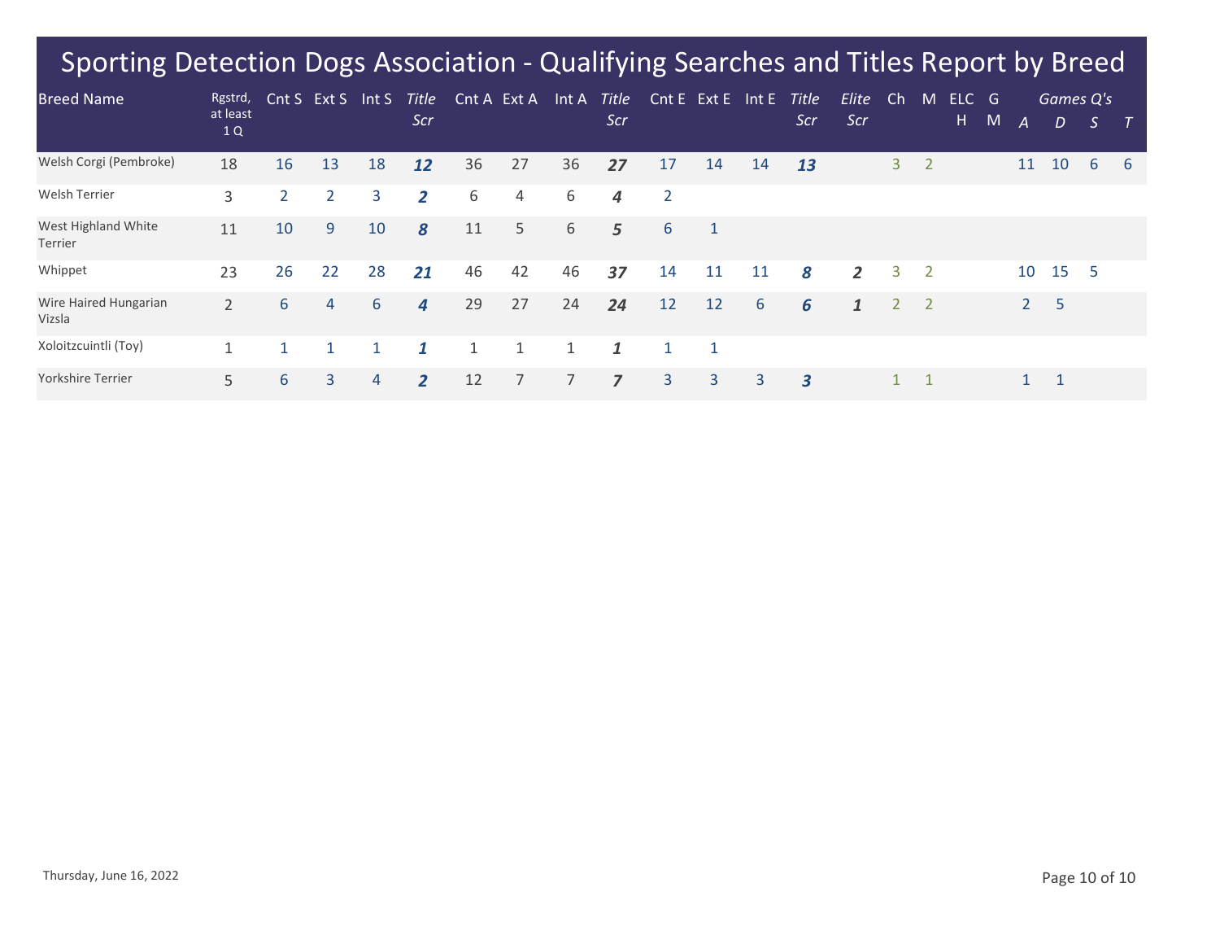# Sporting Detection Dogs Association - Qualifying Searches and Titles Report by Breed

| Breed Name | Rgstrd, at least 1 Q | Cnt S | Ext S | Int S | *Title Scr* | Cnt A | Ext A | Int A | *Title Scr* | Cnt E | Ext E | Int E | *Title Scr* | *Elite Scr* | Ch | M | ELCH | GM | *Games Q's* | | | |
|---|---|---|---|---|---|---|---|---|---|---|---|---|---|---|---|---|---|---|---|---|---|---|
| | | | | | | | | | | | | | | | | | | | *A* | *D* | *S* | *T* |
| Welsh Corgi (Pembroke) | 18 | 16 | 13 | 18 | ***12*** | 36 | 27 | 36 | ***27*** | 17 | 14 | 14 | ***13*** | | 3 | 2 | | | 11 | 10 | 6 | 6 |
| Welsh Terrier | 3 | 2 | 2 | 3 | ***2*** | 6 | 4 | 6 | ***4*** | 2 | | | | | | | | | | | | |
| West Highland White Terrier | 11 | 10 | 9 | 10 | ***8*** | 11 | 5 | 6 | ***5*** | 6 | 1 | | | | | | | | | | | |
| Whippet | 23 | 26 | 22 | 28 | ***21*** | 46 | 42 | 46 | ***37*** | 14 | 11 | 11 | ***8*** | ***2*** | 3 | 2 | | | 10 | 15 | 5 | |
| Wire Haired Hungarian Vizsla | 2 | 6 | 4 | 6 | ***4*** | 29 | 27 | 24 | ***24*** | 12 | 12 | 6 | ***6*** | ***1*** | 2 | 2 | | | 2 | 5 | | |
| Xoloitzcuintli (Toy) | 1 | 1 | 1 | 1 | ***1*** | 1 | 1 | 1 | ***1*** | 1 | 1 | | | | | | | | | | | |
| Yorkshire Terrier | 5 | 6 | 3 | 4 | ***2*** | 12 | 7 | 7 | ***7*** | 3 | 3 | 3 | ***3*** | | 1 | 1 | | | 1 | 1 | | |

Thursday, June 16, 2022